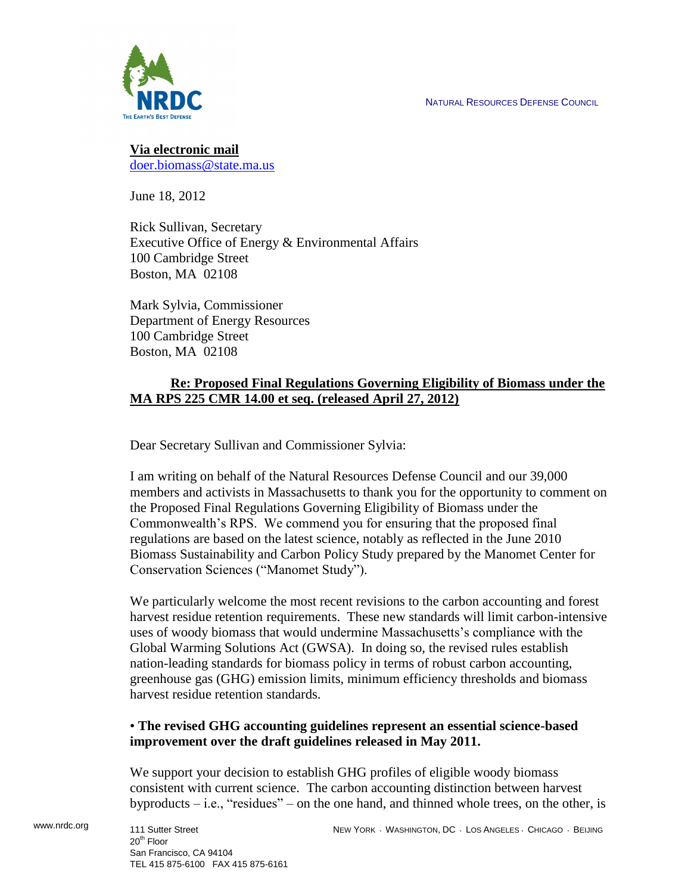NATURAL RESOURCES DEFENSE COUNCIL

**Via electronic mail**
doer.biomass@state.ma.us

June 18, 2012

Rick Sullivan, Secretary
Executive Office of Energy & Environmental Affairs
100 Cambridge Street
Boston, MA 02108

Mark Sylvia, Commissioner
Department of Energy Resources
100 Cambridge Street
Boston, MA 02108

**Re: Proposed Final Regulations Governing Eligibility of Biomass under the MA RPS 225 CMR 14.00 et seq. (released April 27, 2012)**

Dear Secretary Sullivan and Commissioner Sylvia:

I am writing on behalf of the Natural Resources Defense Council and our 39,000 members and activists in Massachusetts to thank you for the opportunity to comment on the Proposed Final Regulations Governing Eligibility of Biomass under the Commonwealth's RPS. We commend you for ensuring that the proposed final regulations are based on the latest science, notably as reflected in the June 2010 Biomass Sustainability and Carbon Policy Study prepared by the Manomet Center for Conservation Sciences ("Manomet Study").

We particularly welcome the most recent revisions to the carbon accounting and forest harvest residue retention requirements. These new standards will limit carbon-intensive uses of woody biomass that would undermine Massachusetts's compliance with the Global Warming Solutions Act (GWSA). In doing so, the revised rules establish nation-leading standards for biomass policy in terms of robust carbon accounting, greenhouse gas (GHG) emission limits, minimum efficiency thresholds and biomass harvest residue retention standards.

- **The revised GHG accounting guidelines represent an essential science-based improvement over the draft guidelines released in May 2011.**

We support your decision to establish GHG profiles of eligible woody biomass consistent with current science. The carbon accounting distinction between harvest byproducts – i.e., "residues" – on the one hand, and thinned whole trees, on the other, is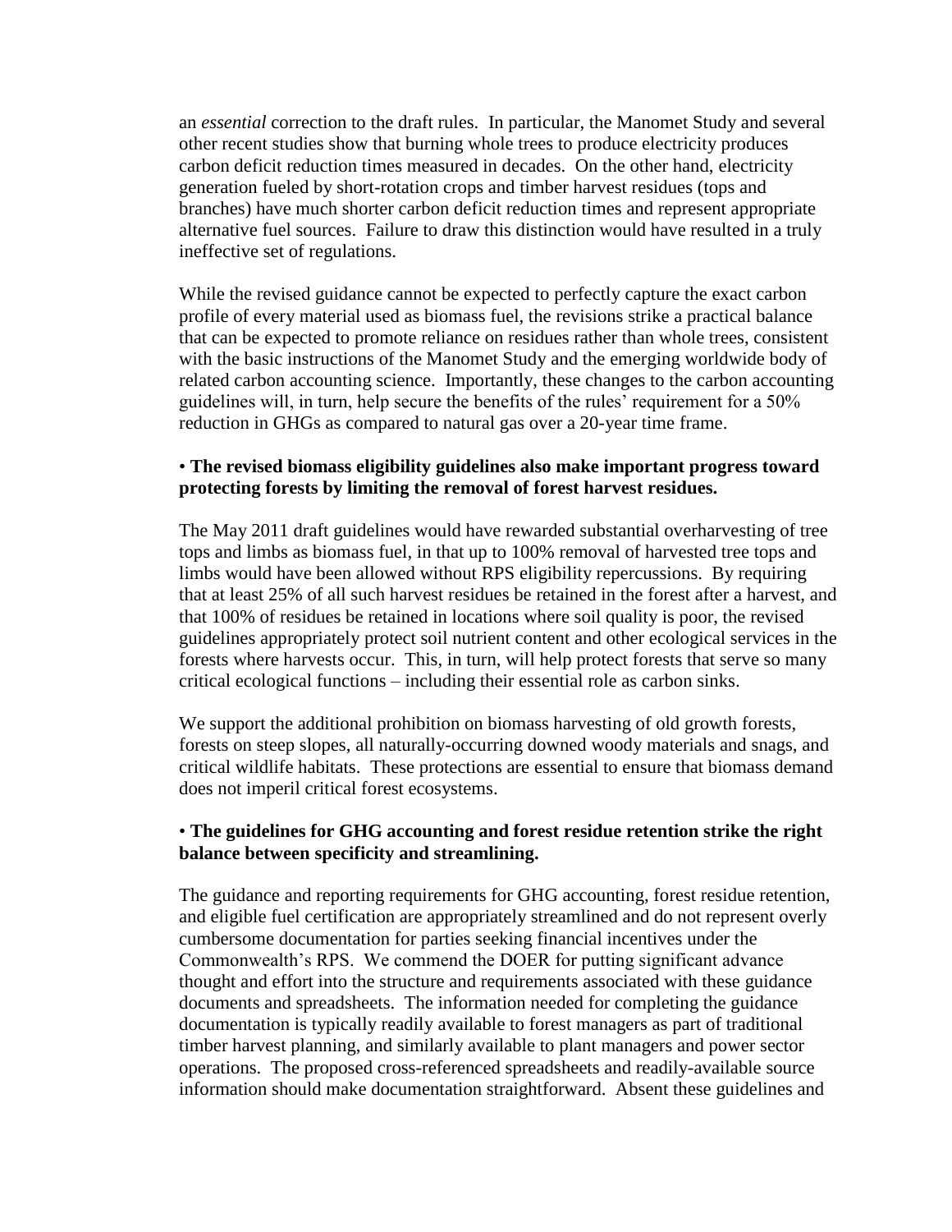an *essential* correction to the draft rules. In particular, the Manomet Study and several other recent studies show that burning whole trees to produce electricity produces carbon deficit reduction times measured in decades. On the other hand, electricity generation fueled by short-rotation crops and timber harvest residues (tops and branches) have much shorter carbon deficit reduction times and represent appropriate alternative fuel sources. Failure to draw this distinction would have resulted in a truly ineffective set of regulations.

While the revised guidance cannot be expected to perfectly capture the exact carbon profile of every material used as biomass fuel, the revisions strike a practical balance that can be expected to promote reliance on residues rather than whole trees, consistent with the basic instructions of the Manomet Study and the emerging worldwide body of related carbon accounting science. Importantly, these changes to the carbon accounting guidelines will, in turn, help secure the benefits of the rules' requirement for a 50% reduction in GHGs as compared to natural gas over a 20-year time frame.

- **The revised biomass eligibility guidelines also make important progress toward protecting forests by limiting the removal of forest harvest residues.**

The May 2011 draft guidelines would have rewarded substantial overharvesting of tree tops and limbs as biomass fuel, in that up to 100% removal of harvested tree tops and limbs would have been allowed without RPS eligibility repercussions. By requiring that at least 25% of all such harvest residues be retained in the forest after a harvest, and that 100% of residues be retained in locations where soil quality is poor, the revised guidelines appropriately protect soil nutrient content and other ecological services in the forests where harvests occur. This, in turn, will help protect forests that serve so many critical ecological functions – including their essential role as carbon sinks.

We support the additional prohibition on biomass harvesting of old growth forests, forests on steep slopes, all naturally-occurring downed woody materials and snags, and critical wildlife habitats. These protections are essential to ensure that biomass demand does not imperil critical forest ecosystems.

- **The guidelines for GHG accounting and forest residue retention strike the right balance between specificity and streamlining.**

The guidance and reporting requirements for GHG accounting, forest residue retention, and eligible fuel certification are appropriately streamlined and do not represent overly cumbersome documentation for parties seeking financial incentives under the Commonwealth's RPS. We commend the DOER for putting significant advance thought and effort into the structure and requirements associated with these guidance documents and spreadsheets. The information needed for completing the guidance documentation is typically readily available to forest managers as part of traditional timber harvest planning, and similarly available to plant managers and power sector operations. The proposed cross-referenced spreadsheets and readily-available source information should make documentation straightforward. Absent these guidelines and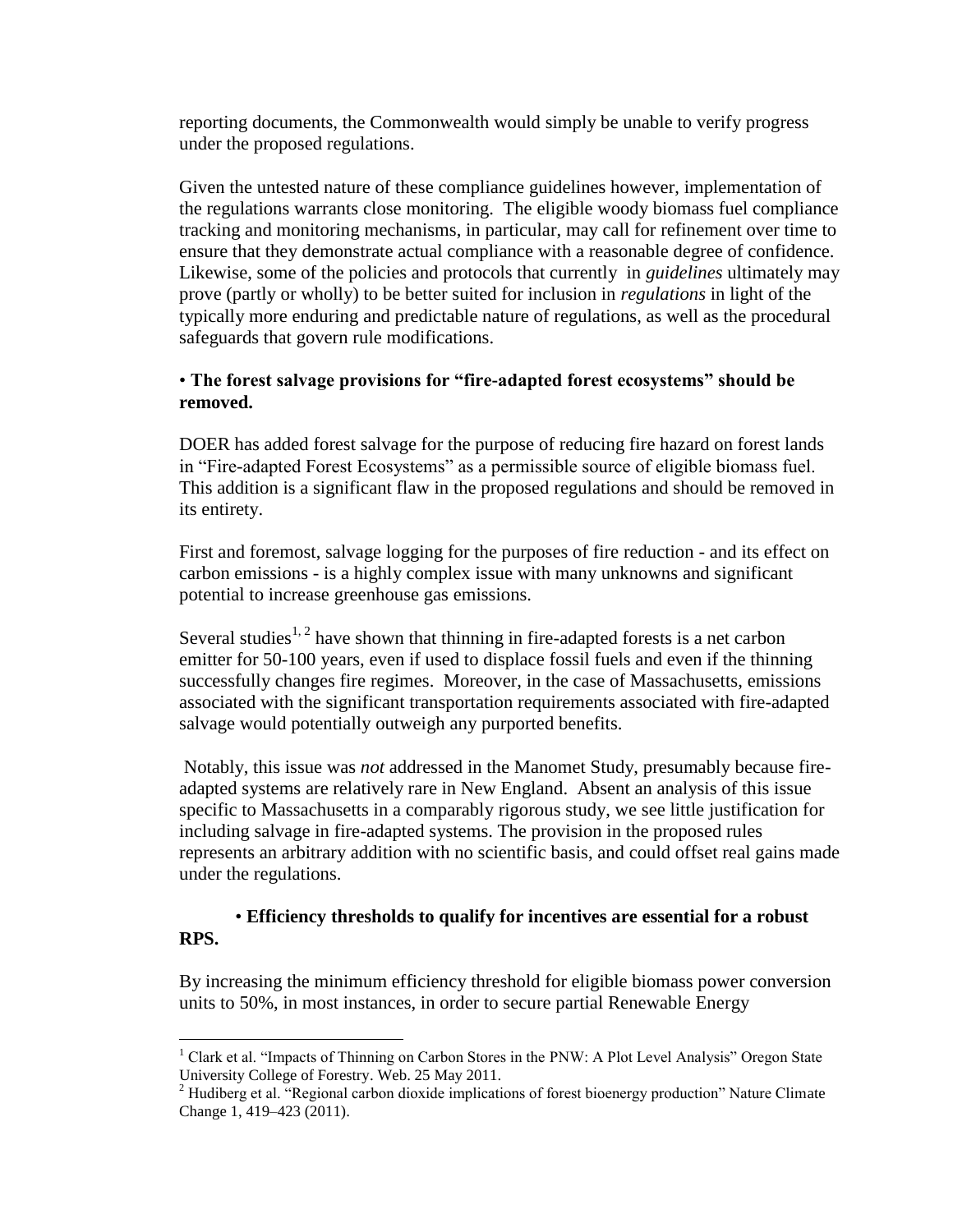reporting documents, the Commonwealth would simply be unable to verify progress under the proposed regulations.

Given the untested nature of these compliance guidelines however, implementation of the regulations warrants close monitoring. The eligible woody biomass fuel compliance tracking and monitoring mechanisms, in particular, may call for refinement over time to ensure that they demonstrate actual compliance with a reasonable degree of confidence. Likewise, some of the policies and protocols that currently in *guidelines* ultimately may prove (partly or wholly) to be better suited for inclusion in *regulations* in light of the typically more enduring and predictable nature of regulations, as well as the procedural safeguards that govern rule modifications.

• **The forest salvage provisions for "fire-adapted forest ecosystems" should be removed.**

DOER has added forest salvage for the purpose of reducing fire hazard on forest lands in "Fire-adapted Forest Ecosystems" as a permissible source of eligible biomass fuel. This addition is a significant flaw in the proposed regulations and should be removed in its entirety.

First and foremost, salvage logging for the purposes of fire reduction - and its effect on carbon emissions - is a highly complex issue with many unknowns and significant potential to increase greenhouse gas emissions.

Several studies[1, 2] have shown that thinning in fire-adapted forests is a net carbon emitter for 50-100 years, even if used to displace fossil fuels and even if the thinning successfully changes fire regimes. Moreover, in the case of Massachusetts, emissions associated with the significant transportation requirements associated with fire-adapted salvage would potentially outweigh any purported benefits.

Notably, this issue was *not* addressed in the Manomet Study, presumably because fire-adapted systems are relatively rare in New England. Absent an analysis of this issue specific to Massachusetts in a comparably rigorous study, we see little justification for including salvage in fire-adapted systems. The provision in the proposed rules represents an arbitrary addition with no scientific basis, and could offset real gains made under the regulations.

• **Efficiency thresholds to qualify for incentives are essential for a robust RPS.**

By increasing the minimum efficiency threshold for eligible biomass power conversion units to 50%, in most instances, in order to secure partial Renewable Energy

---

[1] Clark et al. "Impacts of Thinning on Carbon Stores in the PNW: A Plot Level Analysis" Oregon State University College of Forestry. Web. 25 May 2011.

[2] Hudiberg et al. "Regional carbon dioxide implications of forest bioenergy production" Nature Climate Change 1, 419–423 (2011).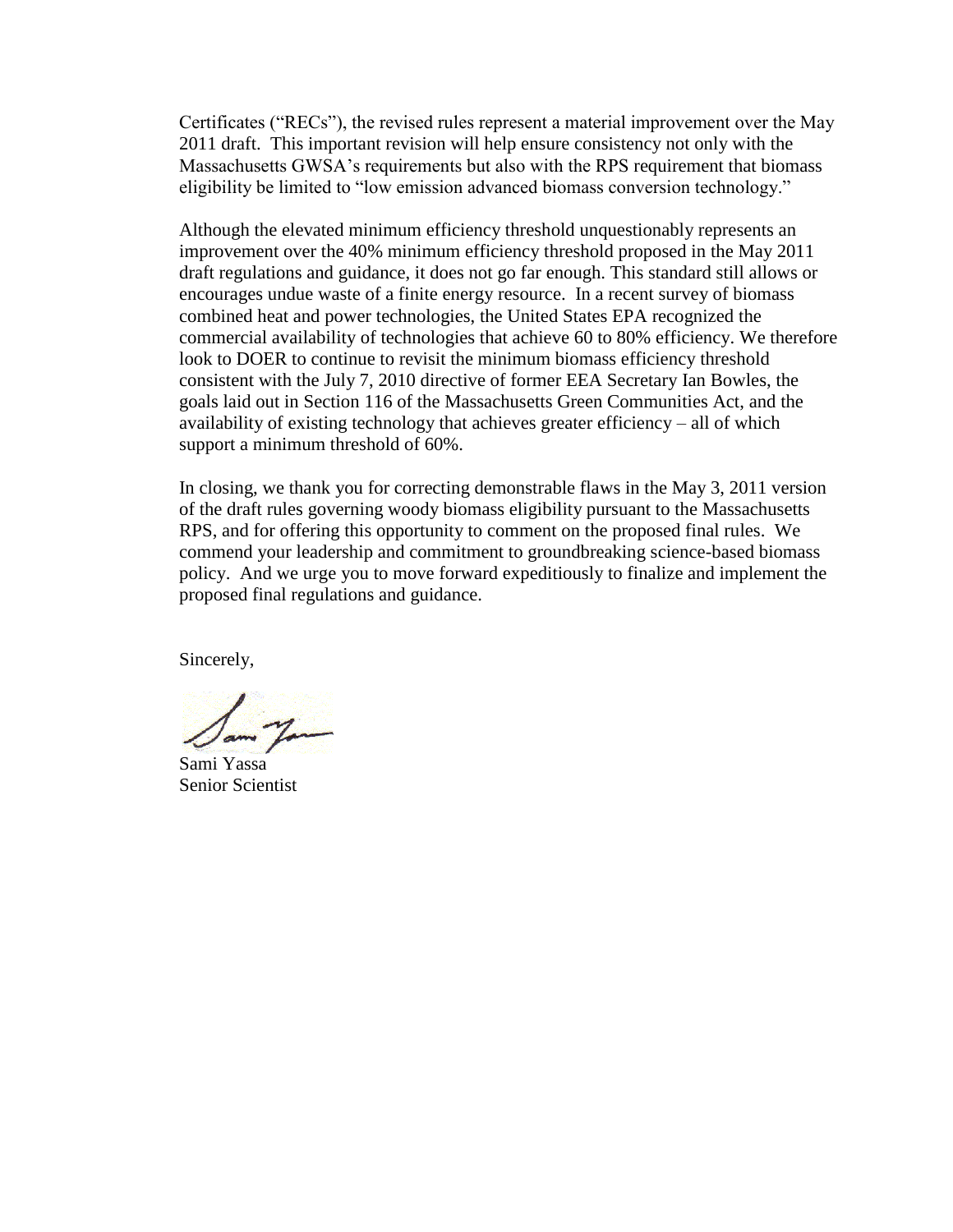Certificates ("RECs"), the revised rules represent a material improvement over the May 2011 draft. This important revision will help ensure consistency not only with the Massachusetts GWSA's requirements but also with the RPS requirement that biomass eligibility be limited to "low emission advanced biomass conversion technology."

Although the elevated minimum efficiency threshold unquestionably represents an improvement over the 40% minimum efficiency threshold proposed in the May 2011 draft regulations and guidance, it does not go far enough. This standard still allows or encourages undue waste of a finite energy resource. In a recent survey of biomass combined heat and power technologies, the United States EPA recognized the commercial availability of technologies that achieve 60 to 80% efficiency. We therefore look to DOER to continue to revisit the minimum biomass efficiency threshold consistent with the July 7, 2010 directive of former EEA Secretary Ian Bowles, the goals laid out in Section 116 of the Massachusetts Green Communities Act, and the availability of existing technology that achieves greater efficiency – all of which support a minimum threshold of 60%.

In closing, we thank you for correcting demonstrable flaws in the May 3, 2011 version of the draft rules governing woody biomass eligibility pursuant to the Massachusetts RPS, and for offering this opportunity to comment on the proposed final rules. We commend your leadership and commitment to groundbreaking science-based biomass policy. And we urge you to move forward expeditiously to finalize and implement the proposed final regulations and guidance.

Sincerely,

Sami Yassa
Senior Scientist